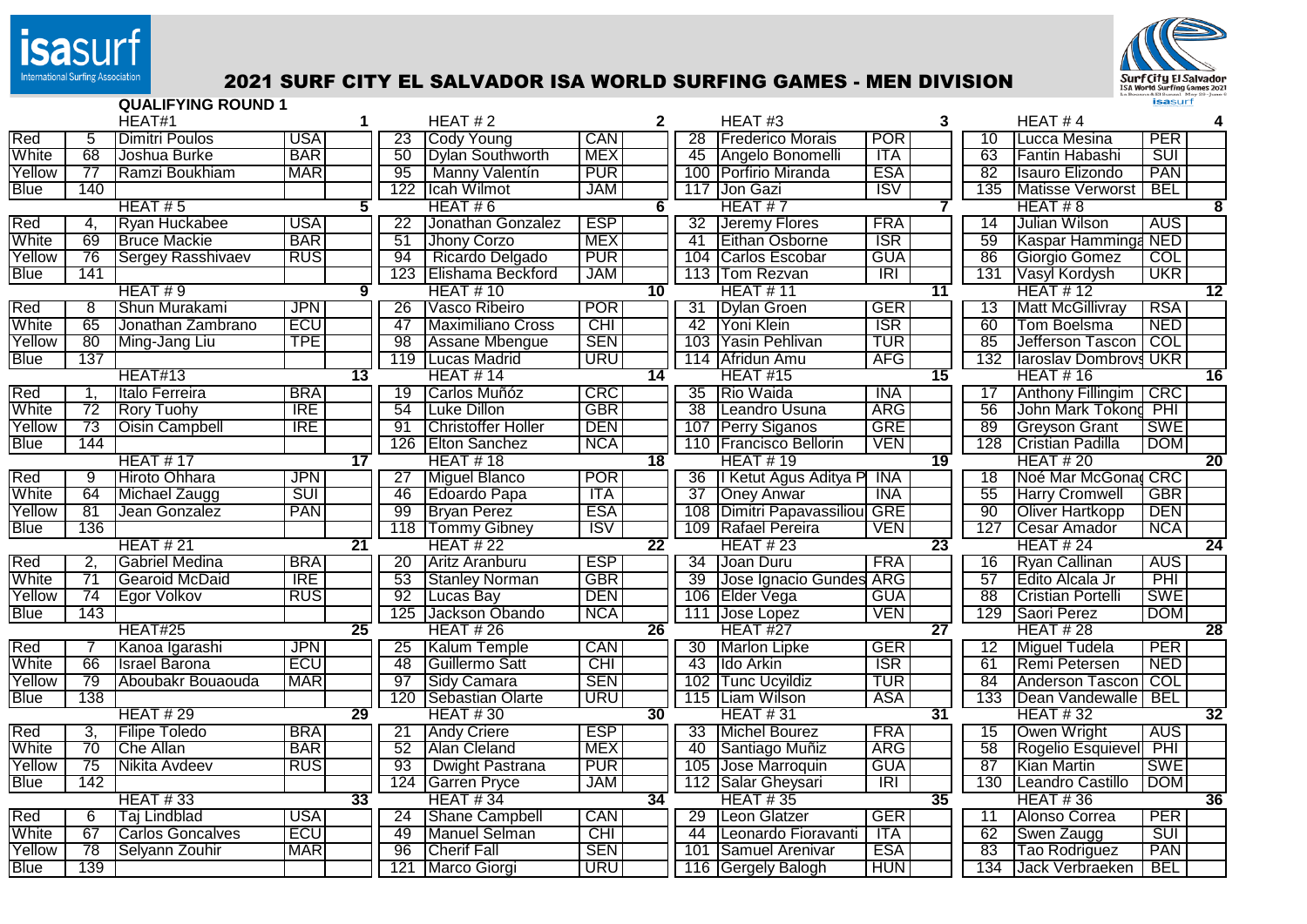# 2021 SURF CITY EL SALVADOR ISA WORLD SURFING GAMES - MEN DIVISION

## QUALIFYING ROUND 1

| | HEAT#1 | | 1 | | HEAT # 2 | | 2 | | HEAT #3 | | 3 | | HEAT # 4 | | 4 |
|---|---|---|---|---|---|---|---|---|---|---|---|---|---|---|---|
| Red | 5 | Dimitri Poulos | USA | 23 | Cody Young | CAN | | 28 | Frederico Morais | POR | | 10 | Lucca Mesina | PER | |
| White | 68 | Joshua Burke | BAR | 50 | Dylan Southworth | MEX | | 45 | Angelo Bonomelli | ITA | | 63 | Fantin Habashi | SUI | |
| Yellow | 77 | Ramzi Boukhiam | MAR | 95 | Manny Valentín | PUR | | 100 | Porfirio Miranda | ESA | | 82 | Isauro Elizondo | PAN | |
| Blue | 140 | | | 122 | Icah Wilmot | JAM | | 117 | Jon Gazi | ISV | | 135 | Matisse Verworst | BEL | |
| | HEAT # 5 | | 5 | | HEAT # 6 | | 6 | | HEAT # 7 | | 7 | | HEAT # 8 | | 8 |
| Red | 4, | Ryan Huckabee | USA | 22 | Jonathan Gonzalez | ESP | | 32 | Jeremy Flores | FRA | | 14 | Julian Wilson | AUS | |
| White | 69 | Bruce Mackie | BAR | 51 | Jhony Corzo | MEX | | 41 | Eithan Osborne | ISR | | 59 | Kaspar Hamminga | NED | |
| Yellow | 76 | Sergey Rasshivaev | RUS | 94 | Ricardo Delgado | PUR | | 104 | Carlos Escobar | GUA | | 86 | Giorgio Gomez | COL | |
| Blue | 141 | | | 123 | Elishama Beckford | JAM | | 113 | Tom Rezvan | IRI | | 131 | Vasyl Kordysh | UKR | |
| | HEAT # 9 | | 9 | | HEAT # 10 | | 10 | | HEAT # 11 | | 11 | | HEAT # 12 | | 12 |
| Red | 8 | Shun Murakami | JPN | 26 | Vasco Ribeiro | POR | | 31 | Dylan Groen | GER | | 13 | Matt McGillivray | RSA | |
| White | 65 | Jonathan Zambrano | ECU | 47 | Maximiliano Cross | CHI | | 42 | Yoni Klein | ISR | | 60 | Tom Boelsma | NED | |
| Yellow | 80 | Ming-Jang Liu | TPE | 98 | Assane Mbengue | SEN | | 103 | Yasin Pehlivan | TUR | | 85 | Jefferson Tascon | COL | |
| Blue | 137 | | | 119 | Lucas Madrid | URU | | 114 | Afridun Amu | AFG | | 132 | Iaroslav Dombrovs | UKR | |
| | HEAT#13 | | 13 | | HEAT # 14 | | 14 | | HEAT #15 | | 15 | | HEAT # 16 | | 16 |
| Red | 1, | Italo Ferreira | BRA | 19 | Carlos Muñóz | CRC | | 35 | Rio Waida | INA | | 17 | Anthony Fillingim | CRC | |
| White | 72 | Rory Tuohy | IRE | 54 | Luke Dillon | GBR | | 38 | Leandro Usuna | ARG | | 56 | John Mark Tokong | PHI | |
| Yellow | 73 | Oisin Campbell | IRE | 91 | Christoffer Holler | DEN | | 107 | Perry Siganos | GRE | | 89 | Greyson Grant | SWE | |
| Blue | 144 | | | 126 | Elton Sanchez | NCA | | 110 | Francisco Bellorin | VEN | | 128 | Cristian Padilla | DOM | |
| | HEAT # 17 | | 17 | | HEAT # 18 | | 18 | | HEAT # 19 | | 19 | | HEAT # 20 | | 20 |
| Red | 9 | Hiroto Ohhara | JPN | 27 | Miguel Blanco | POR | | 36 | I Ketut Agus Aditya P | INA | | 18 | Noé Mar McGonag | CRC | |
| White | 64 | Michael Zaugg | SUI | 46 | Edoardo Papa | ITA | | 37 | Oney Anwar | INA | | 55 | Harry Cromwell | GBR | |
| Yellow | 81 | Jean Gonzalez | PAN | 99 | Bryan Perez | ESA | | 108 | Dimitri Papavassiliou | GRE | | 90 | Oliver Hartkopp | DEN | |
| Blue | 136 | | | 118 | Tommy Gibney | ISV | | 109 | Rafael Pereira | VEN | | 127 | Cesar Amador | NCA | |
| | HEAT # 21 | | 21 | | HEAT # 22 | | 22 | | HEAT # 23 | | 23 | | HEAT # 24 | | 24 |
| Red | 2, | Gabriel Medina | BRA | 20 | Aritz Aranburu | ESP | | 34 | Joan Duru | FRA | | 16 | Ryan Callinan | AUS | |
| White | 71 | Gearoid McDaid | IRE | 53 | Stanley Norman | GBR | | 39 | Jose Ignacio Gundes | ARG | | 57 | Edito Alcala Jr | PHI | |
| Yellow | 74 | Egor Volkov | RUS | 92 | Lucas Bay | DEN | | 106 | Elder Vega | GUA | | 88 | Cristian Portelli | SWE | |
| Blue | 143 | | | 125 | Jackson Obando | NCA | | 111 | Jose Lopez | VEN | | 129 | Saori Perez | DOM | |
| | HEAT#25 | | 25 | | HEAT # 26 | | 26 | | HEAT #27 | | 27 | | HEAT # 28 | | 28 |
| Red | 7 | Kanoa Igarashi | JPN | 25 | Kalum Temple | CAN | | 30 | Marlon Lipke | GER | | 12 | Miguel Tudela | PER | |
| White | 66 | Israel Barona | ECU | 48 | Guillermo Satt | CHI | | 43 | Ido Arkin | ISR | | 61 | Remi Petersen | NED | |
| Yellow | 79 | Aboubakr Bouaouda | MAR | 97 | Sidy Camara | SEN | | 102 | Tunc Ucyildiz | TUR | | 84 | Anderson Tascon | COL | |
| Blue | 138 | | | 120 | Sebastian Olarte | URU | | 115 | Liam Wilson | ASA | | 133 | Dean Vandewalle | BEL | |
| | HEAT # 29 | | 29 | | HEAT # 30 | | 30 | | HEAT # 31 | | 31 | | HEAT # 32 | | 32 |
| Red | 3, | Filipe Toledo | BRA | 21 | Andy Criere | ESP | | 33 | Michel Bourez | FRA | | 15 | Owen Wright | AUS | |
| White | 70 | Che Allan | BAR | 52 | Alan Cleland | MEX | | 40 | Santiago Muñiz | ARG | | 58 | Rogelio Esquievel | PHI | |
| Yellow | 75 | Nikita Avdeev | RUS | 93 | Dwight Pastrana | PUR | | 105 | Jose Marroquin | GUA | | 87 | Kian Martin | SWE | |
| Blue | 142 | | | 124 | Garren Pryce | JAM | | 112 | Salar Gheysari | IRI | | 130 | Leandro Castillo | DOM | |
| | HEAT # 33 | | 33 | | HEAT # 34 | | 34 | | HEAT # 35 | | 35 | | HEAT # 36 | | 36 |
| Red | 6 | Taj Lindblad | USA | 24 | Shane Campbell | CAN | | 29 | Leon Glatzer | GER | | 11 | Alonso Correa | PER | |
| White | 67 | Carlos Goncalves | ECU | 49 | Manuel Selman | CHI | | 44 | Leonardo Fioravanti | ITA | | 62 | Swen Zaugg | SUI | |
| Yellow | 78 | Selyann Zouhir | MAR | 96 | Cherif Fall | SEN | | 101 | Samuel Arenivar | ESA | | 83 | Tao Rodriguez | PAN | |
| Blue | 139 | | | 121 | Marco Giorgi | URU | | 116 | Gergely Balogh | HUN | | 134 | Jack Verbraeken | BEL | |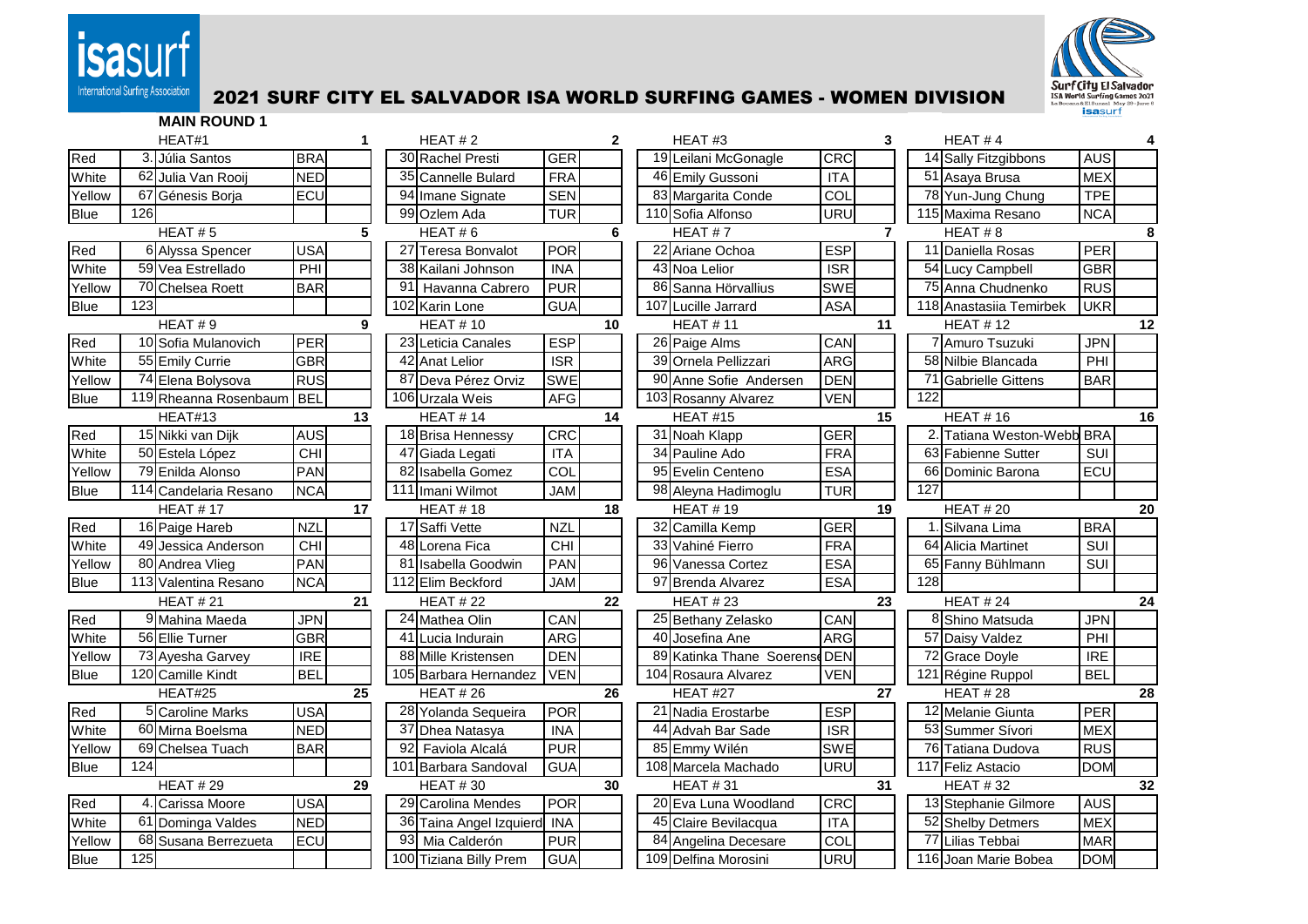# 2021 SURF CITY EL SALVADOR ISA WORLD SURFING GAMES - WOMEN DIVISION

## MAIN ROUND 1

### HEAT #1

| Color | Seed | Name | Country | Place |
|---|---|---|---|---|
| Red | 3. | Júlia Santos | BRA | |
| White | 62 | Julia Van Rooij | NED | |
| Yellow | 67 | Génesis Borja | ECU | |
| Blue | 126 | | | |

### HEAT # 2

| Color | Seed | Name | Country | Place |
|---|---|---|---|---|
| Red | 30 | Rachel Presti | GER | |
| White | 35 | Cannelle Bulard | FRA | |
| Yellow | 94 | Imane Signate | SEN | |
| Blue | 99 | Ozlem Ada | TUR | |

### HEAT #3

| Color | Seed | Name | Country | Place |
|---|---|---|---|---|
| Red | 19 | Leilani McGonagle | CRC | |
| White | 46 | Emily Gussoni | ITA | |
| Yellow | 83 | Margarita Conde | COL | |
| Blue | 110 | Sofia Alfonso | URU | |

### HEAT # 4

| Color | Seed | Name | Country | Place |
|---|---|---|---|---|
| Red | 14 | Sally Fitzgibbons | AUS | |
| White | 51 | Asaya Brusa | MEX | |
| Yellow | 78 | Yun-Jung Chung | TPE | |
| Blue | 115 | Maxima Resano | NCA | |

### HEAT # 5

| Color | Seed | Name | Country | Place |
|---|---|---|---|---|
| Red | 6 | Alyssa Spencer | USA | |
| White | 59 | Vea Estrellado | PHI | |
| Yellow | 70 | Chelsea Roett | BAR | |
| Blue | 123 | | | |

### HEAT # 6

| Color | Seed | Name | Country | Place |
|---|---|---|---|---|
| Red | 27 | Teresa Bonvalot | POR | |
| White | 38 | Kailani Johnson | INA | |
| Yellow | 91 | Havanna Cabrero | PUR | |
| Blue | 102 | Karin Lone | GUA | |

### HEAT # 7

| Color | Seed | Name | Country | Place |
|---|---|---|---|---|
| Red | 22 | Ariane Ochoa | ESP | |
| White | 43 | Noa Lelior | ISR | |
| Yellow | 86 | Sanna Hörvallius | SWE | |
| Blue | 107 | Lucille Jarrard | ASA | |

### HEAT # 8

| Color | Seed | Name | Country | Place |
|---|---|---|---|---|
| Red | 11 | Daniella Rosas | PER | |
| White | 54 | Lucy Campbell | GBR | |
| Yellow | 75 | Anna Chudnenko | RUS | |
| Blue | 118 | Anastasiia Temirbek | UKR | |

### HEAT # 9

| Color | Seed | Name | Country | Place |
|---|---|---|---|---|
| Red | 10 | Sofia Mulanovich | PER | |
| White | 55 | Emily Currie | GBR | |
| Yellow | 74 | Elena Bolysova | RUS | |
| Blue | 119 | Rheanna Rosenbaum | BEL | |

### HEAT # 10

| Color | Seed | Name | Country | Place |
|---|---|---|---|---|
| Red | 23 | Leticia Canales | ESP | |
| White | 42 | Anat Lelior | ISR | |
| Yellow | 87 | Deva Pérez Orviz | SWE | |
| Blue | 106 | Urzala Weis | AFG | |

### HEAT # 11

| Color | Seed | Name | Country | Place |
|---|---|---|---|---|
| Red | 26 | Paige Alms | CAN | |
| White | 39 | Ornela Pellizzari | ARG | |
| Yellow | 90 | Anne Sofie Andersen | DEN | |
| Blue | 103 | Rosanny Alvarez | VEN | |

### HEAT # 12

| Color | Seed | Name | Country | Place |
|---|---|---|---|---|
| Red | 7 | Amuro Tsuzuki | JPN | |
| White | 58 | Nilbie Blancada | PHI | |
| Yellow | 71 | Gabrielle Gittens | BAR | |
| Blue | 122 | | | |

### HEAT#13

| Color | Seed | Name | Country | Place |
|---|---|---|---|---|
| Red | 15 | Nikki van Dijk | AUS | |
| White | 50 | Estela López | CHI | |
| Yellow | 79 | Enilda Alonso | PAN | |
| Blue | 114 | Candelaria Resano | NCA | |

### HEAT # 14

| Color | Seed | Name | Country | Place |
|---|---|---|---|---|
| Red | 18 | Brisa Hennessy | CRC | |
| White | 47 | Giada Legati | ITA | |
| Yellow | 82 | Isabella Gomez | COL | |
| Blue | 111 | Imani Wilmot | JAM | |

### HEAT #15

| Color | Seed | Name | Country | Place |
|---|---|---|---|---|
| Red | 31 | Noah Klapp | GER | |
| White | 34 | Pauline Ado | FRA | |
| Yellow | 95 | Evelin Centeno | ESA | |
| Blue | 98 | Aleyna Hadimoglu | TUR | |

### HEAT # 16

| Color | Seed | Name | Country | Place |
|---|---|---|---|---|
| Red | 2. | Tatiana Weston-Webb | BRA | |
| White | 63 | Fabienne Sutter | SUI | |
| Yellow | 66 | Dominic Barona | ECU | |
| Blue | 127 | | | |

### HEAT # 17

| Color | Seed | Name | Country | Place |
|---|---|---|---|---|
| Red | 16 | Paige Hareb | NZL | |
| White | 49 | Jessica Anderson | CHI | |
| Yellow | 80 | Andrea Vlieg | PAN | |
| Blue | 113 | Valentina Resano | NCA | |

### HEAT # 18

| Color | Seed | Name | Country | Place |
|---|---|---|---|---|
| Red | 17 | Saffi Vette | NZL | |
| White | 48 | Lorena Fica | CHI | |
| Yellow | 81 | Isabella Goodwin | PAN | |
| Blue | 112 | Elim Beckford | JAM | |

### HEAT # 19

| Color | Seed | Name | Country | Place |
|---|---|---|---|---|
| Red | 32 | Camilla Kemp | GER | |
| White | 33 | Vahiné Fierro | FRA | |
| Yellow | 96 | Vanessa Cortez | ESA | |
| Blue | 97 | Brenda Alvarez | ESA | |

### HEAT # 20

| Color | Seed | Name | Country | Place |
|---|---|---|---|---|
| Red | 1. | Silvana Lima | BRA | |
| White | 64 | Alicia Martinet | SUI | |
| Yellow | 65 | Fanny Bühlmann | SUI | |
| Blue | 128 | | | |

### HEAT # 21

| Color | Seed | Name | Country | Place |
|---|---|---|---|---|
| Red | 9 | Mahina Maeda | JPN | |
| White | 56 | Ellie Turner | GBR | |
| Yellow | 73 | Ayesha Garvey | IRE | |
| Blue | 120 | Camille Kindt | BEL | |

### HEAT # 22

| Color | Seed | Name | Country | Place |
|---|---|---|---|---|
| Red | 24 | Mathea Olin | CAN | |
| White | 41 | Lucia Indurain | ARG | |
| Yellow | 88 | Mille Kristensen | DEN | |
| Blue | 105 | Barbara Hernandez | VEN | |

### HEAT # 23

| Color | Seed | Name | Country | Place |
|---|---|---|---|---|
| Red | 25 | Bethany Zelasko | CAN | |
| White | 40 | Josefina Ane | ARG | |
| Yellow | 89 | Katinka Thane Soerens | DEN | |
| Blue | 104 | Rosaura Alvarez | VEN | |

### HEAT # 24

| Color | Seed | Name | Country | Place |
|---|---|---|---|---|
| Red | 8 | Shino Matsuda | JPN | |
| White | 57 | Daisy Valdez | PHI | |
| Yellow | 72 | Grace Doyle | IRE | |
| Blue | 121 | Régine Ruppol | BEL | |

### HEAT#25

| Color | Seed | Name | Country | Place |
|---|---|---|---|---|
| Red | 5 | Caroline Marks | USA | |
| White | 60 | Mirna Boelsma | NED | |
| Yellow | 69 | Chelsea Tuach | BAR | |
| Blue | 124 | | | |

### HEAT # 26

| Color | Seed | Name | Country | Place |
|---|---|---|---|---|
| Red | 28 | Yolanda Sequeira | POR | |
| White | 37 | Dhea Natasya | INA | |
| Yellow | 92 | Faviola Alcalá | PUR | |
| Blue | 101 | Barbara Sandoval | GUA | |

### HEAT #27

| Color | Seed | Name | Country | Place |
|---|---|---|---|---|
| Red | 21 | Nadia Erostarbe | ESP | |
| White | 44 | Advah Bar Sade | ISR | |
| Yellow | 85 | Emmy Wilén | SWE | |
| Blue | 108 | Marcela Machado | URU | |

### HEAT # 28

| Color | Seed | Name | Country | Place |
|---|---|---|---|---|
| Red | 12 | Melanie Giunta | PER | |
| White | 53 | Summer Sívori | MEX | |
| Yellow | 76 | Tatiana Dudova | RUS | |
| Blue | 117 | Feliz Astacio | DOM | |

### HEAT # 29

| Color | Seed | Name | Country | Place |
|---|---|---|---|---|
| Red | 4. | Carissa Moore | USA | |
| White | 61 | Dominga Valdes | NED | |
| Yellow | 68 | Susana Berrezueta | ECU | |
| Blue | 125 | | | |

### HEAT # 30

| Color | Seed | Name | Country | Place |
|---|---|---|---|---|
| Red | 29 | Carolina Mendes | POR | |
| White | 36 | Taina Angel Izquierd | INA | |
| Yellow | 93 | Mia Calderón | PUR | |
| Blue | 100 | Tiziana Billy Prem | GUA | |

### HEAT # 31

| Color | Seed | Name | Country | Place |
|---|---|---|---|---|
| Red | 20 | Eva Luna Woodland | CRC | |
| White | 45 | Claire Bevilacqua | ITA | |
| Yellow | 84 | Angelina Decesare | COL | |
| Blue | 109 | Delfina Morosini | URU | |

### HEAT # 32

| Color | Seed | Name | Country | Place |
|---|---|---|---|---|
| Red | 13 | Stephanie Gilmore | AUS | |
| White | 52 | Shelby Detmers | MEX | |
| Yellow | 77 | Lilias Tebbai | MAR | |
| Blue | 116 | Joan Marie Bobea | DOM | |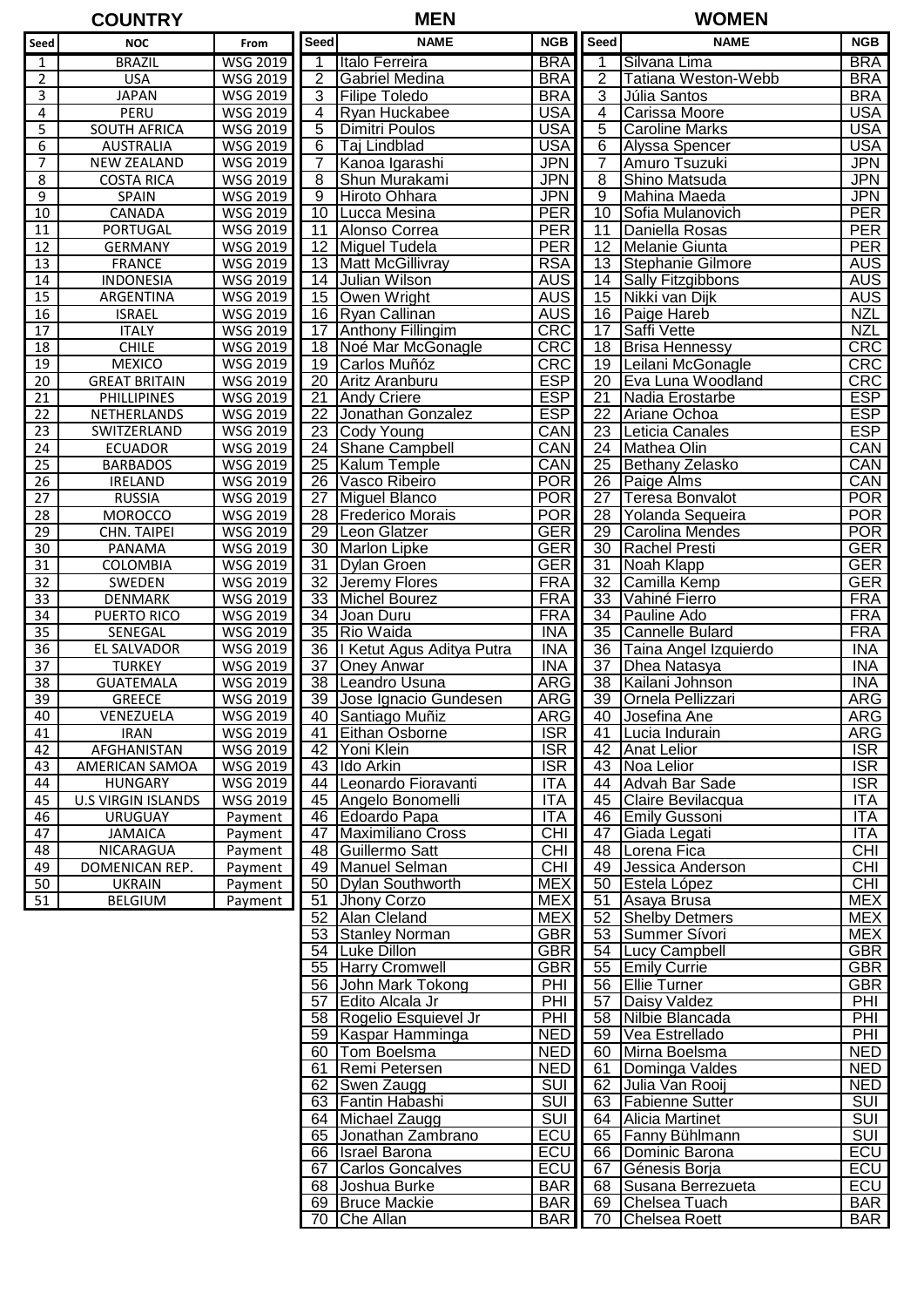| COUNTRY | | | MEN | | | WOMEN | | |
|---|---|---|---|---|---|---|---|---|
| Seed | NOC | From | Seed | NAME | NGB | Seed | NAME | NGB |
| 1 | BRAZIL | WSG 2019 | 1 | Italo Ferreira | BRA | 1 | Silvana Lima | BRA |
| 2 | USA | WSG 2019 | 2 | Gabriel Medina | BRA | 2 | Tatiana Weston-Webb | BRA |
| 3 | JAPAN | WSG 2019 | 3 | Filipe Toledo | BRA | 3 | Júlia Santos | BRA |
| 4 | PERU | WSG 2019 | 4 | Ryan Huckabee | USA | 4 | Carissa Moore | USA |
| 5 | SOUTH AFRICA | WSG 2019 | 5 | Dimitri Poulos | USA | 5 | Caroline Marks | USA |
| 6 | AUSTRALIA | WSG 2019 | 6 | Taj Lindblad | USA | 6 | Alyssa Spencer | USA |
| 7 | NEW ZEALAND | WSG 2019 | 7 | Kanoa Igarashi | JPN | 7 | Amuro Tsuzuki | JPN |
| 8 | COSTA RICA | WSG 2019 | 8 | Shun Murakami | JPN | 8 | Shino Matsuda | JPN |
| 9 | SPAIN | WSG 2019 | 9 | Hiroto Ohhara | JPN | 9 | Mahina Maeda | JPN |
| 10 | CANADA | WSG 2019 | 10 | Lucca Mesina | PER | 10 | Sofia Mulanovich | PER |
| 11 | PORTUGAL | WSG 2019 | 11 | Alonso Correa | PER | 11 | Daniella Rosas | PER |
| 12 | GERMANY | WSG 2019 | 12 | Miguel Tudela | PER | 12 | Melanie Giunta | PER |
| 13 | FRANCE | WSG 2019 | 13 | Matt McGillivray | RSA | 13 | Stephanie Gilmore | AUS |
| 14 | INDONESIA | WSG 2019 | 14 | Julian Wilson | AUS | 14 | Sally Fitzgibbons | AUS |
| 15 | ARGENTINA | WSG 2019 | 15 | Owen Wright | AUS | 15 | Nikki van Dijk | AUS |
| 16 | ISRAEL | WSG 2019 | 16 | Ryan Callinan | AUS | 16 | Paige Hareb | NZL |
| 17 | ITALY | WSG 2019 | 17 | Anthony Fillingim | CRC | 17 | Saffi Vette | NZL |
| 18 | CHILE | WSG 2019 | 18 | Noé Mar McGonagle | CRC | 18 | Brisa Hennessy | CRC |
| 19 | MEXICO | WSG 2019 | 19 | Carlos Muñóz | CRC | 19 | Leilani McGonagle | CRC |
| 20 | GREAT BRITAIN | WSG 2019 | 20 | Aritz Aranburu | ESP | 20 | Eva Luna Woodland | CRC |
| 21 | PHILLIPINES | WSG 2019 | 21 | Andy Criere | ESP | 21 | Nadia Erostarbe | ESP |
| 22 | NETHERLANDS | WSG 2019 | 22 | Jonathan Gonzalez | ESP | 22 | Ariane Ochoa | ESP |
| 23 | SWITZERLAND | WSG 2019 | 23 | Cody Young | CAN | 23 | Leticia Canales | ESP |
| 24 | ECUADOR | WSG 2019 | 24 | Shane Campbell | CAN | 24 | Mathea Olin | CAN |
| 25 | BARBADOS | WSG 2019 | 25 | Kalum Temple | CAN | 25 | Bethany Zelasko | CAN |
| 26 | IRELAND | WSG 2019 | 26 | Vasco Ribeiro | POR | 26 | Paige Alms | CAN |
| 27 | RUSSIA | WSG 2019 | 27 | Miguel Blanco | POR | 27 | Teresa Bonvalot | POR |
| 28 | MOROCCO | WSG 2019 | 28 | Frederico Morais | POR | 28 | Yolanda Sequeira | POR |
| 29 | CHN. TAIPEI | WSG 2019 | 29 | Leon Glatzer | GER | 29 | Carolina Mendes | POR |
| 30 | PANAMA | WSG 2019 | 30 | Marlon Lipke | GER | 30 | Rachel Presti | GER |
| 31 | COLOMBIA | WSG 2019 | 31 | Dylan Groen | GER | 31 | Noah Klapp | GER |
| 32 | SWEDEN | WSG 2019 | 32 | Jeremy Flores | FRA | 32 | Camilla Kemp | GER |
| 33 | DENMARK | WSG 2019 | 33 | Michel Bourez | FRA | 33 | Vahiné Fierro | FRA |
| 34 | PUERTO RICO | WSG 2019 | 34 | Joan Duru | FRA | 34 | Pauline Ado | FRA |
| 35 | SENEGAL | WSG 2019 | 35 | Rio Waida | INA | 35 | Cannelle Bulard | FRA |
| 36 | EL SALVADOR | WSG 2019 | 36 | I Ketut Agus Aditya Putra | INA | 36 | Taina Angel Izquierdo | INA |
| 37 | TURKEY | WSG 2019 | 37 | Oney Anwar | INA | 37 | Dhea Natasya | INA |
| 38 | GUATEMALA | WSG 2019 | 38 | Leandro Usuna | ARG | 38 | Kailani Johnson | INA |
| 39 | GREECE | WSG 2019 | 39 | Jose Ignacio Gundesen | ARG | 39 | Ornela Pellizzari | ARG |
| 40 | VENEZUELA | WSG 2019 | 40 | Santiago Muñiz | ARG | 40 | Josefina Ane | ARG |
| 41 | IRAN | WSG 2019 | 41 | Eithan Osborne | ISR | 41 | Lucia Indurain | ARG |
| 42 | AFGHANISTAN | WSG 2019 | 42 | Yoni Klein | ISR | 42 | Anat Lelior | ISR |
| 43 | AMERICAN SAMOA | WSG 2019 | 43 | Ido Arkin | ISR | 43 | Noa Lelior | ISR |
| 44 | HUNGARY | WSG 2019 | 44 | Leonardo Fioravanti | ITA | 44 | Advah Bar Sade | ISR |
| 45 | U.S VIRGIN ISLANDS | WSG 2019 | 45 | Angelo Bonomelli | ITA | 45 | Claire Bevilacqua | ITA |
| 46 | URUGUAY | Payment | 46 | Edoardo Papa | ITA | 46 | Emily Gussoni | ITA |
| 47 | JAMAICA | Payment | 47 | Maximiliano Cross | CHI | 47 | Giada Legati | ITA |
| 48 | NICARAGUA | Payment | 48 | Guillermo Satt | CHI | 48 | Lorena Fica | CHI |
| 49 | DOMENICAN REP. | Payment | 49 | Manuel Selman | CHI | 49 | Jessica Anderson | CHI |
| 50 | UKRAIN | Payment | 50 | Dylan Southworth | MEX | 50 | Estela López | CHI |
| 51 | BELGIUM | Payment | 51 | Jhony Corzo | MEX | 51 | Asaya Brusa | MEX |
| | | | 52 | Alan Cleland | MEX | 52 | Shelby Detmers | MEX |
| | | | 53 | Stanley Norman | GBR | 53 | Summer Sívori | MEX |
| | | | 54 | Luke Dillon | GBR | 54 | Lucy Campbell | GBR |
| | | | 55 | Harry Cromwell | GBR | 55 | Emily Currie | GBR |
| | | | 56 | John Mark Tokong | PHI | 56 | Ellie Turner | GBR |
| | | | 57 | Edito Alcala Jr | PHI | 57 | Daisy Valdez | PHI |
| | | | 58 | Rogelio Esquievel Jr | PHI | 58 | Nilbie Blancada | PHI |
| | | | 59 | Kaspar Hamminga | NED | 59 | Vea Estrellado | PHI |
| | | | 60 | Tom Boelsma | NED | 60 | Mirna Boelsma | NED |
| | | | 61 | Remi Petersen | NED | 61 | Dominga Valdes | NED |
| | | | 62 | Swen Zaugg | SUI | 62 | Julia Van Rooij | NED |
| | | | 63 | Fantin Habashi | SUI | 63 | Fabienne Sutter | SUI |
| | | | 64 | Michael Zaugg | SUI | 64 | Alicia Martinet | SUI |
| | | | 65 | Jonathan Zambrano | ECU | 65 | Fanny Bühlmann | SUI |
| | | | 66 | Israel Barona | ECU | 66 | Dominic Barona | ECU |
| | | | 67 | Carlos Goncalves | ECU | 67 | Génesis Borja | ECU |
| | | | 68 | Joshua Burke | BAR | 68 | Susana Berrezueta | ECU |
| | | | 69 | Bruce Mackie | BAR | 69 | Chelsea Tuach | BAR |
| | | | 70 | Che Allan | BAR | 70 | Chelsea Roett | BAR |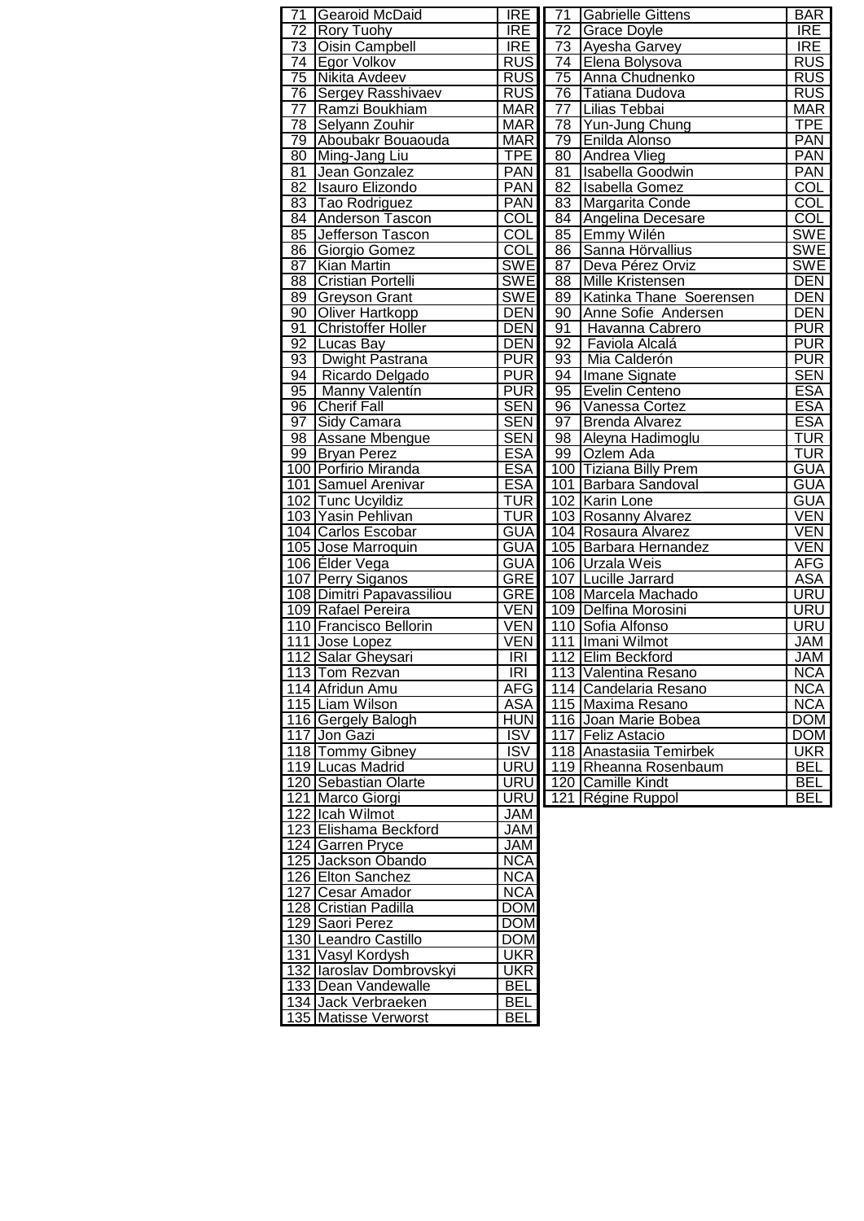| | | |
|---|---|---|
| 71 | Gearoid McDaid | IRE |
| 72 | Rory Tuohy | IRE |
| 73 | Oisin Campbell | IRE |
| 74 | Egor Volkov | RUS |
| 75 | Nikita Avdeev | RUS |
| 76 | Sergey Rasshivaev | RUS |
| 77 | Ramzi Boukhiam | MAR |
| 78 | Selyann Zouhir | MAR |
| 79 | Aboubakr Bouaouda | MAR |
| 80 | Ming-Jang Liu | TPE |
| 81 | Jean Gonzalez | PAN |
| 82 | Isauro Elizondo | PAN |
| 83 | Tao Rodriguez | PAN |
| 84 | Anderson Tascon | COL |
| 85 | Jefferson Tascon | COL |
| 86 | Giorgio Gomez | COL |
| 87 | Kian Martin | SWE |
| 88 | Cristian Portelli | SWE |
| 89 | Greyson Grant | SWE |
| 90 | Oliver Hartkopp | DEN |
| 91 | Christoffer Holler | DEN |
| 92 | Lucas Bay | DEN |
| 93 | Dwight Pastrana | PUR |
| 94 | Ricardo Delgado | PUR |
| 95 | Manny Valentín | PUR |
| 96 | Cherif Fall | SEN |
| 97 | Sidy Camara | SEN |
| 98 | Assane Mbengue | SEN |
| 99 | Bryan Perez | ESA |
| 100 | Porfirio Miranda | ESA |
| 101 | Samuel Arenivar | ESA |
| 102 | Tunc Ucyildiz | TUR |
| 103 | Yasin Pehlivan | TUR |
| 104 | Carlos Escobar | GUA |
| 105 | Jose Marroquin | GUA |
| 106 | Élder Vega | GUA |
| 107 | Perry Siganos | GRE |
| 108 | Dimitri Papavassiliou | GRE |
| 109 | Rafael Pereira | VEN |
| 110 | Francisco Bellorin | VEN |
| 111 | Jose Lopez | VEN |
| 112 | Salar Gheysari | IRI |
| 113 | Tom Rezvan | IRI |
| 114 | Afridun Amu | AFG |
| 115 | Liam Wilson | ASA |
| 116 | Gergely Balogh | HUN |
| 117 | Jon Gazi | ISV |
| 118 | Tommy Gibney | ISV |
| 119 | Lucas Madrid | URU |
| 120 | Sebastian Olarte | URU |
| 121 | Marco Giorgi | URU |
| 122 | Icah Wilmot | JAM |
| 123 | Elishama Beckford | JAM |
| 124 | Garren Pryce | JAM |
| 125 | Jackson Obando | NCA |
| 126 | Elton Sanchez | NCA |
| 127 | Cesar Amador | NCA |
| 128 | Cristian Padilla | DOM |
| 129 | Saori Perez | DOM |
| 130 | Leandro Castillo | DOM |
| 131 | Vasyl Kordysh | UKR |
| 132 | Iaroslav Dombrovskyi | UKR |
| 133 | Dean Vandewalle | BEL |
| 134 | Jack Verbraeken | BEL |
| 135 | Matisse Verworst | BEL |

| | | |
|---|---|---|
| 71 | Gabrielle Gittens | BAR |
| 72 | Grace Doyle | IRE |
| 73 | Ayesha Garvey | IRE |
| 74 | Elena Bolysova | RUS |
| 75 | Anna Chudnenko | RUS |
| 76 | Tatiana Dudova | RUS |
| 77 | Lilias Tebbai | MAR |
| 78 | Yun-Jung Chung | TPE |
| 79 | Enilda Alonso | PAN |
| 80 | Andrea Vlieg | PAN |
| 81 | Isabella Goodwin | PAN |
| 82 | Isabella Gomez | COL |
| 83 | Margarita Conde | COL |
| 84 | Angelina Decesare | COL |
| 85 | Emmy Wilén | SWE |
| 86 | Sanna Hörvallius | SWE |
| 87 | Deva Pérez Orviz | SWE |
| 88 | Mille Kristensen | DEN |
| 89 | Katinka Thane Soerensen | DEN |
| 90 | Anne Sofie Andersen | DEN |
| 91 | Havanna Cabrero | PUR |
| 92 | Faviola Alcalá | PUR |
| 93 | Mia Calderón | PUR |
| 94 | Imane Signate | SEN |
| 95 | Evelin Centeno | ESA |
| 96 | Vanessa Cortez | ESA |
| 97 | Brenda Alvarez | ESA |
| 98 | Aleyna Hadimoglu | TUR |
| 99 | Ozlem Ada | TUR |
| 100 | Tiziana Billy Prem | GUA |
| 101 | Barbara Sandoval | GUA |
| 102 | Karin Lone | GUA |
| 103 | Rosanny Alvarez | VEN |
| 104 | Rosaura Alvarez | VEN |
| 105 | Barbara Hernandez | VEN |
| 106 | Urzala Weis | AFG |
| 107 | Lucille Jarrard | ASA |
| 108 | Marcela Machado | URU |
| 109 | Delfina Morosini | URU |
| 110 | Sofia Alfonso | URU |
| 111 | Imani Wilmot | JAM |
| 112 | Elim Beckford | JAM |
| 113 | Valentina Resano | NCA |
| 114 | Candelaria Resano | NCA |
| 115 | Maxima Resano | NCA |
| 116 | Joan Marie Bobea | DOM |
| 117 | Feliz Astacio | DOM |
| 118 | Anastasiia Temirbek | UKR |
| 119 | Rheanna Rosenbaum | BEL |
| 120 | Camille Kindt | BEL |
| 121 | Régine Ruppol | BEL |